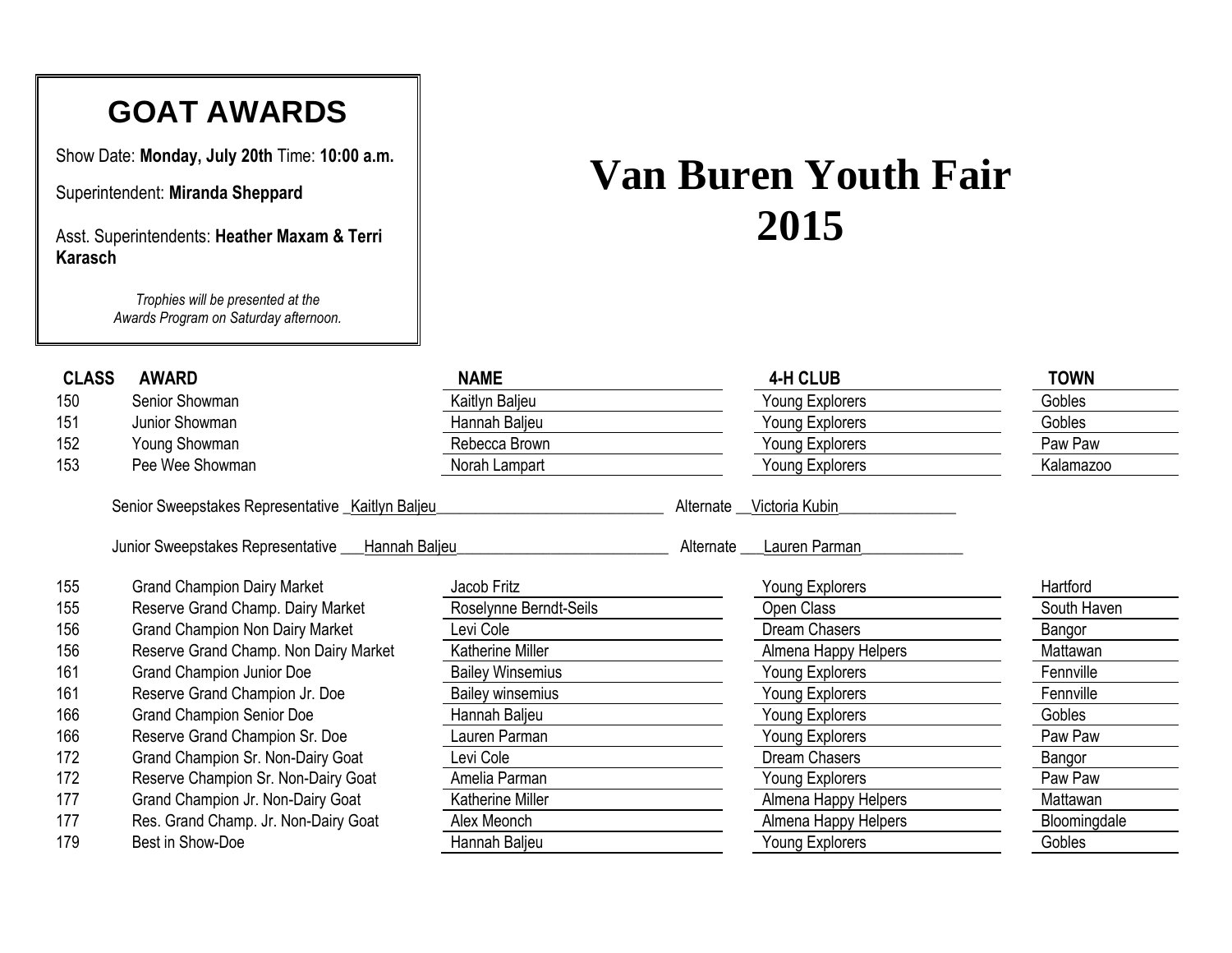# GOAT AWARDS

Show Date: **Monday, July 20th** Time: **10:00 a.m.**

Superintendent: **Miranda Sheppard**

Asst. Superintendents: **Heather Maxam & Terri Karasch**

*Trophies will be presented at the Awards Program on Saturday afternoon.*

# Van Buren Youth Fair 2015

| CLASS | AWARD | NAME | 4-H CLUB | TOWN |
|---|---|---|---|---|
| 150 | Senior Showman | Kaitlyn Baljeu | Young Explorers | Gobles |
| 151 | Junior Showman | Hannah Baljeu | Young Explorers | Gobles |
| 152 | Young Showman | Rebecca Brown | Young Explorers | Paw Paw |
| 153 | Pee Wee Showman | Norah Lampart | Young Explorers | Kalamazoo |

Senior Sweepstakes Representative Kaitlyn Baljeu Alternate Victoria Kubin

Junior Sweepstakes Representative Hannah Baljeu Alternate Lauren Parman

| CLASS | AWARD | NAME | 4-H CLUB | TOWN |
|---|---|---|---|---|
| 155 | Grand Champion Dairy Market | Jacob Fritz | Young Explorers | Hartford |
| 155 | Reserve Grand Champ. Dairy Market | Roselynne Berndt-Seils | Open Class | South Haven |
| 156 | Grand Champion Non Dairy Market | Levi Cole | Dream Chasers | Bangor |
| 156 | Reserve Grand Champ. Non Dairy Market | Katherine Miller | Almena Happy Helpers | Mattawan |
| 161 | Grand Champion Junior Doe | Bailey Winsemius | Young Explorers | Fennville |
| 161 | Reserve Grand Champion Jr. Doe | Bailey winsemius | Young Explorers | Fennville |
| 166 | Grand Champion Senior Doe | Hannah Baljeu | Young Explorers | Gobles |
| 166 | Reserve Grand Champion Sr. Doe | Lauren Parman | Young Explorers | Paw Paw |
| 172 | Grand Champion Sr. Non-Dairy Goat | Levi Cole | Dream Chasers | Bangor |
| 172 | Reserve Champion Sr. Non-Dairy Goat | Amelia Parman | Young Explorers | Paw Paw |
| 177 | Grand Champion Jr. Non-Dairy Goat | Katherine Miller | Almena Happy Helpers | Mattawan |
| 177 | Res. Grand Champ. Jr. Non-Dairy Goat | Alex Meonch | Almena Happy Helpers | Bloomingdale |
| 179 | Best in Show-Doe | Hannah Baljeu | Young Explorers | Gobles |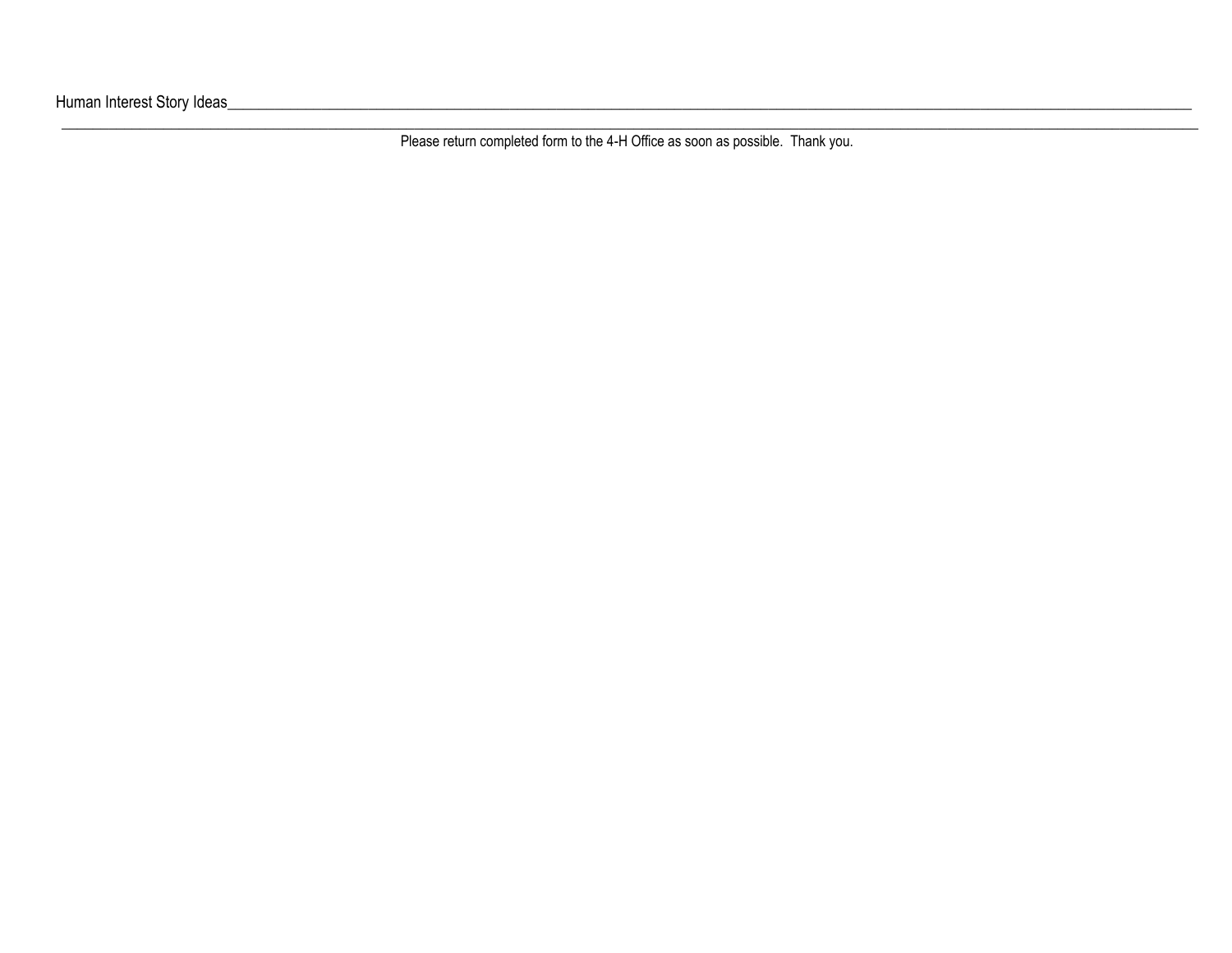Human Interest Story Ideas____________________________________________________________________________________________________________

______________________________________________________________________________________________________________

Please return completed form to the 4-H Office as soon as possible. Thank you.